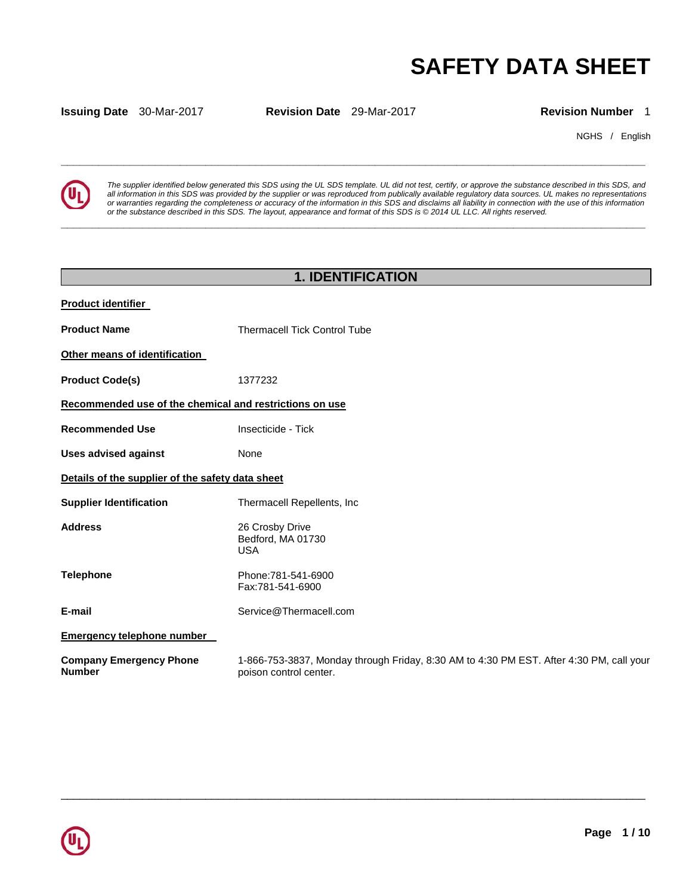# SAFETY DATA SHEET

**Issuing Date** 30-Mar-2017 **Revision Date** 29-Mar-2017 **Revision Number** 1

NGHS / English

*The supplier identified below generated this SDS using the UL SDS template. UL did not test, certify, or approve the substance described in this SDS, and all information in this SDS was provided by the supplier or was reproduced from publically available regulatory data sources. UL makes no representations or warranties regarding the completeness or accuracy of the information in this SDS and disclaims all liability in connection with the use of this information or the substance described in this SDS. The layout, appearance and format of this SDS is © 2014 UL LLC. All rights reserved.*

## 1. IDENTIFICATION

**Product identifier**

| | |
|---|---|
| **Product Name** | Thermacell Tick Control Tube |

**Other means of identification**

| | |
|---|---|
| **Product Code(s)** | 1377232 |

**Recommended use of the chemical and restrictions on use**

| | |
|---|---|
| **Recommended Use** | Insecticide - Tick |
| **Uses advised against** | None |

**Details of the supplier of the safety data sheet**

| | |
|---|---|
| **Supplier Identification** | Thermacell Repellents, Inc |
| **Address** | 26 Crosby Drive<br>Bedford, MA 01730<br>USA |
| **Telephone** | Phone:781-541-6900<br>Fax:781-541-6900 |
| **E-mail** | Service@Thermacell.com |

**Emergency telephone number**

| | |
|---|---|
| **Company Emergency Phone Number** | 1-866-753-3837, Monday through Friday, 8:30 AM to 4:30 PM EST. After 4:30 PM, call your poison control center. |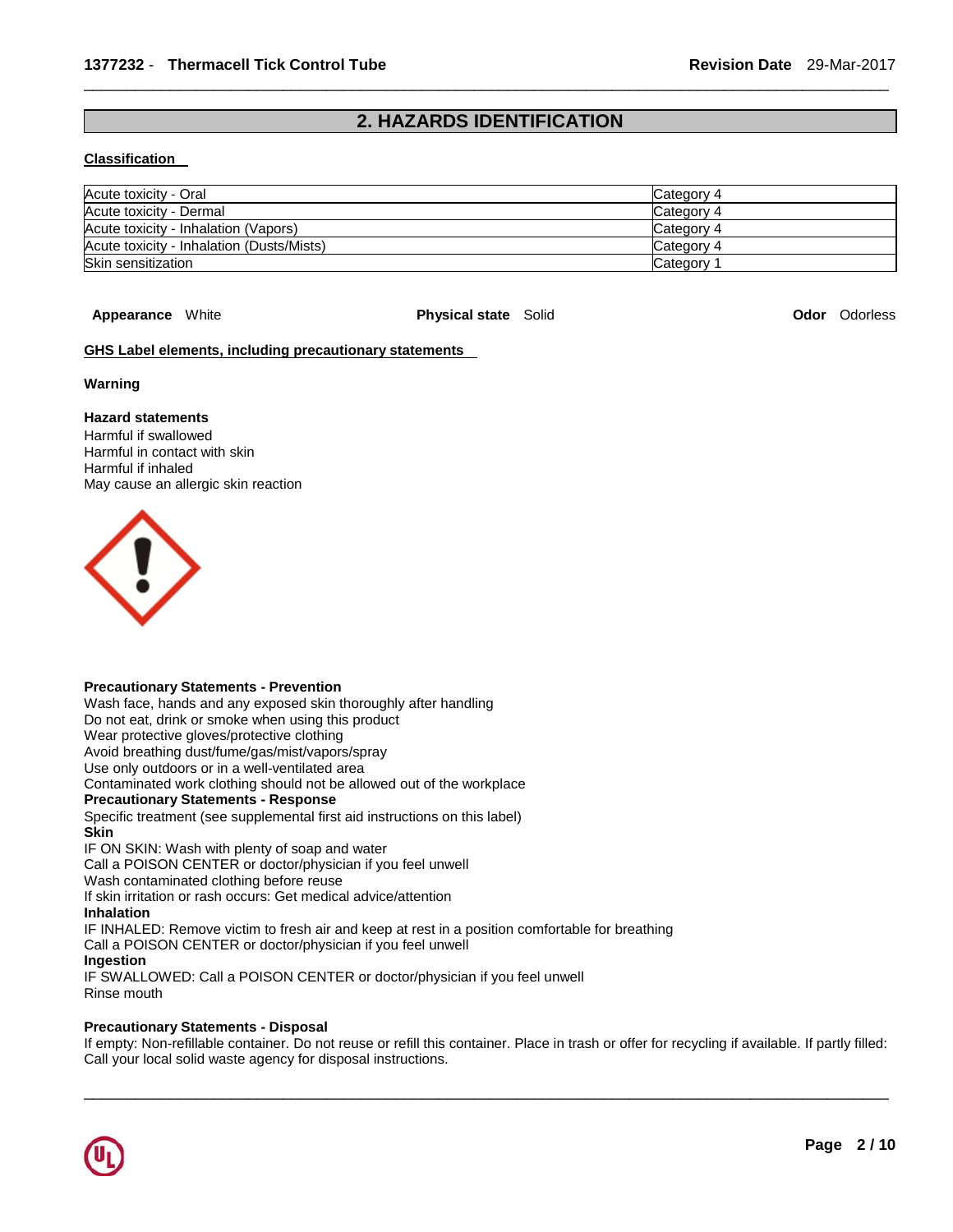## 2. HAZARDS IDENTIFICATION

**Classification**

| | |
|---|---|
| Acute toxicity - Oral | Category 4 |
| Acute toxicity - Dermal | Category 4 |
| Acute toxicity - Inhalation (Vapors) | Category 4 |
| Acute toxicity - Inhalation (Dusts/Mists) | Category 4 |
| Skin sensitization | Category 1 |

**Appearance** White **Physical state** Solid **Odor** Odorless

**GHS Label elements, including precautionary statements**

**Warning**

**Hazard statements**
Harmful if swallowed
Harmful in contact with skin
Harmful if inhaled
May cause an allergic skin reaction

**Precautionary Statements - Prevention**
Wash face, hands and any exposed skin thoroughly after handling
Do not eat, drink or smoke when using this product
Wear protective gloves/protective clothing
Avoid breathing dust/fume/gas/mist/vapors/spray
Use only outdoors or in a well-ventilated area
Contaminated work clothing should not be allowed out of the workplace

**Precautionary Statements - Response**
Specific treatment (see supplemental first aid instructions on this label)

**Skin**
IF ON SKIN: Wash with plenty of soap and water
Call a POISON CENTER or doctor/physician if you feel unwell
Wash contaminated clothing before reuse
If skin irritation or rash occurs: Get medical advice/attention

**Inhalation**
IF INHALED: Remove victim to fresh air and keep at rest in a position comfortable for breathing
Call a POISON CENTER or doctor/physician if you feel unwell

**Ingestion**
IF SWALLOWED: Call a POISON CENTER or doctor/physician if you feel unwell
Rinse mouth

**Precautionary Statements - Disposal**
If empty: Non-refillable container. Do not reuse or refill this container. Place in trash or offer for recycling if available. If partly filled: Call your local solid waste agency for disposal instructions.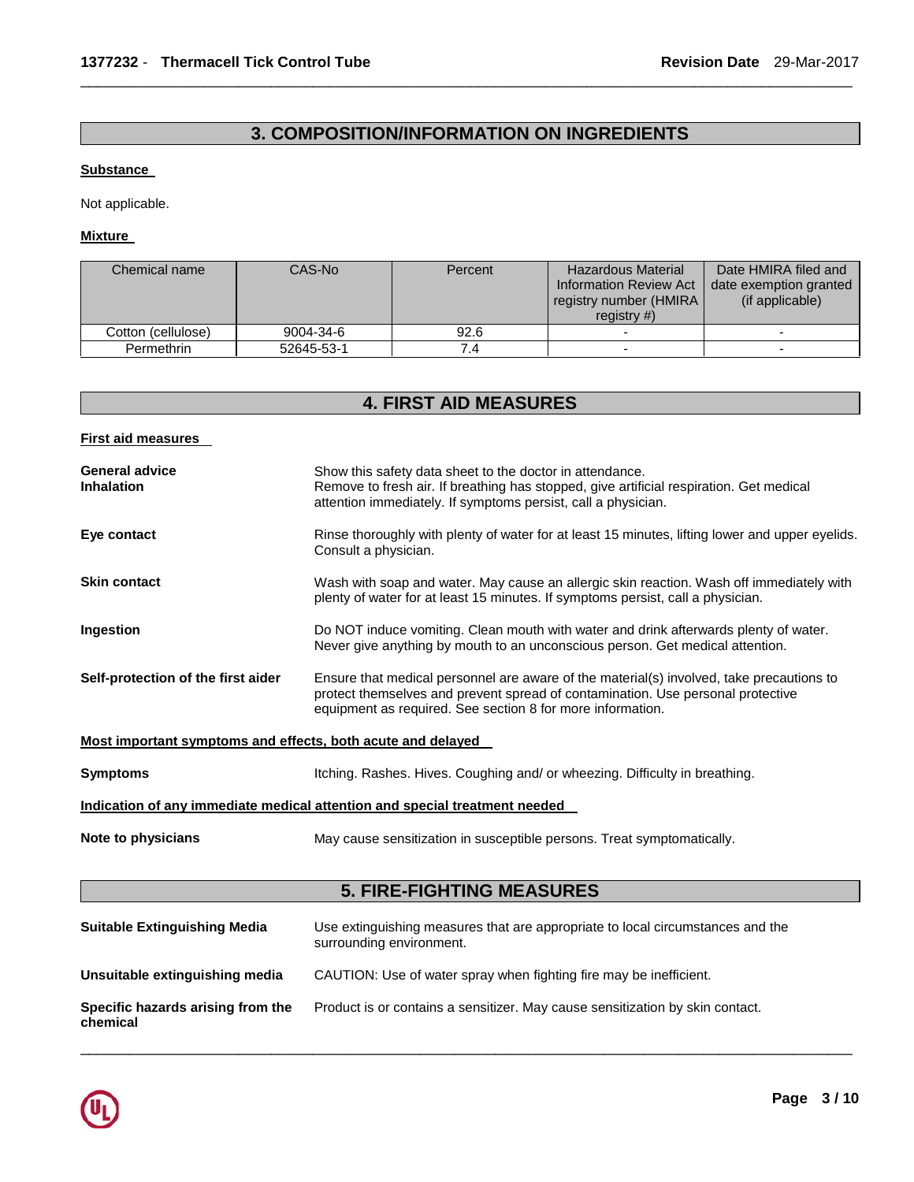## 3. COMPOSITION/INFORMATION ON INGREDIENTS

**Substance**

Not applicable.

**Mixture**

| Chemical name | CAS-No | Percent | Hazardous Material Information Review Act registry number (HMIRA registry #) | Date HMIRA filed and date exemption granted (if applicable) |
|---|---|---|---|---|
| Cotton (cellulose) | 9004-34-6 | 92.6 | - | - |
| Permethrin | 52645-53-1 | 7.4 | - | - |

## 4. FIRST AID MEASURES

**First aid measures**

**General advice** Show this safety data sheet to the doctor in attendance.

**Inhalation** Remove to fresh air. If breathing has stopped, give artificial respiration. Get medical attention immediately. If symptoms persist, call a physician.

**Eye contact** Rinse thoroughly with plenty of water for at least 15 minutes, lifting lower and upper eyelids. Consult a physician.

**Skin contact** Wash with soap and water. May cause an allergic skin reaction. Wash off immediately with plenty of water for at least 15 minutes. If symptoms persist, call a physician.

**Ingestion** Do NOT induce vomiting. Clean mouth with water and drink afterwards plenty of water. Never give anything by mouth to an unconscious person. Get medical attention.

**Self-protection of the first aider** Ensure that medical personnel are aware of the material(s) involved, take precautions to protect themselves and prevent spread of contamination. Use personal protective equipment as required. See section 8 for more information.

**Most important symptoms and effects, both acute and delayed**

**Symptoms** Itching. Rashes. Hives. Coughing and/ or wheezing. Difficulty in breathing.

**Indication of any immediate medical attention and special treatment needed**

**Note to physicians** May cause sensitization in susceptible persons. Treat symptomatically.

## 5. FIRE-FIGHTING MEASURES

**Suitable Extinguishing Media** Use extinguishing measures that are appropriate to local circumstances and the surrounding environment.

**Unsuitable extinguishing media** CAUTION: Use of water spray when fighting fire may be inefficient.

**Specific hazards arising from the chemical** Product is or contains a sensitizer. May cause sensitization by skin contact.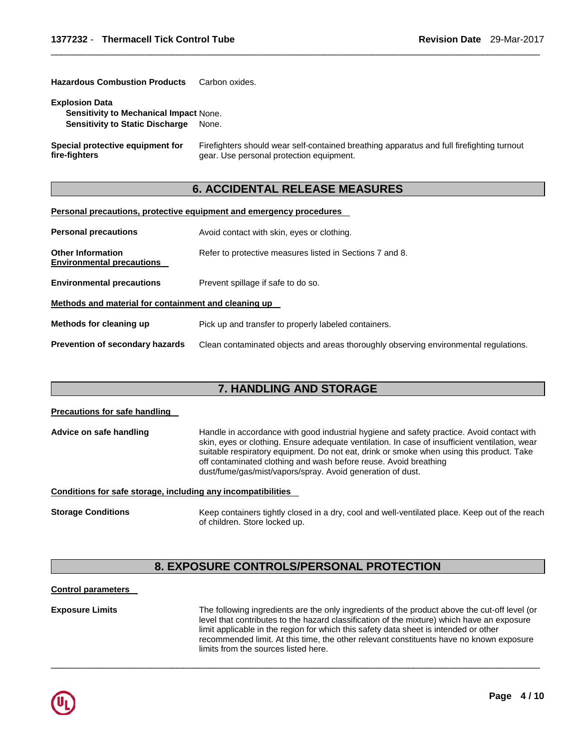**Hazardous Combustion Products** Carbon oxides.

**Explosion Data**
**Sensitivity to Mechanical Impact** None.
**Sensitivity to Static Discharge** None.

**Special protective equipment for fire-fighters** Firefighters should wear self-contained breathing apparatus and full firefighting turnout gear. Use personal protection equipment.

## 6. ACCIDENTAL RELEASE MEASURES

**Personal precautions, protective equipment and emergency procedures**

**Personal precautions** Avoid contact with skin, eyes or clothing.

**Other Information** Refer to protective measures listed in Sections 7 and 8.

**Environmental precautions**

**Environmental precautions** Prevent spillage if safe to do so.

**Methods and material for containment and cleaning up**

**Methods for cleaning up** Pick up and transfer to properly labeled containers.

**Prevention of secondary hazards** Clean contaminated objects and areas thoroughly observing environmental regulations.

## 7. HANDLING AND STORAGE

**Precautions for safe handling**

**Advice on safe handling** Handle in accordance with good industrial hygiene and safety practice. Avoid contact with skin, eyes or clothing. Ensure adequate ventilation. In case of insufficient ventilation, wear suitable respiratory equipment. Do not eat, drink or smoke when using this product. Take off contaminated clothing and wash before reuse. Avoid breathing dust/fume/gas/mist/vapors/spray. Avoid generation of dust.

**Conditions for safe storage, including any incompatibilities**

**Storage Conditions** Keep containers tightly closed in a dry, cool and well-ventilated place. Keep out of the reach of children. Store locked up.

## 8. EXPOSURE CONTROLS/PERSONAL PROTECTION

**Control parameters**

**Exposure Limits** The following ingredients are the only ingredients of the product above the cut-off level (or level that contributes to the hazard classification of the mixture) which have an exposure limit applicable in the region for which this safety data sheet is intended or other recommended limit. At this time, the other relevant constituents have no known exposure limits from the sources listed here.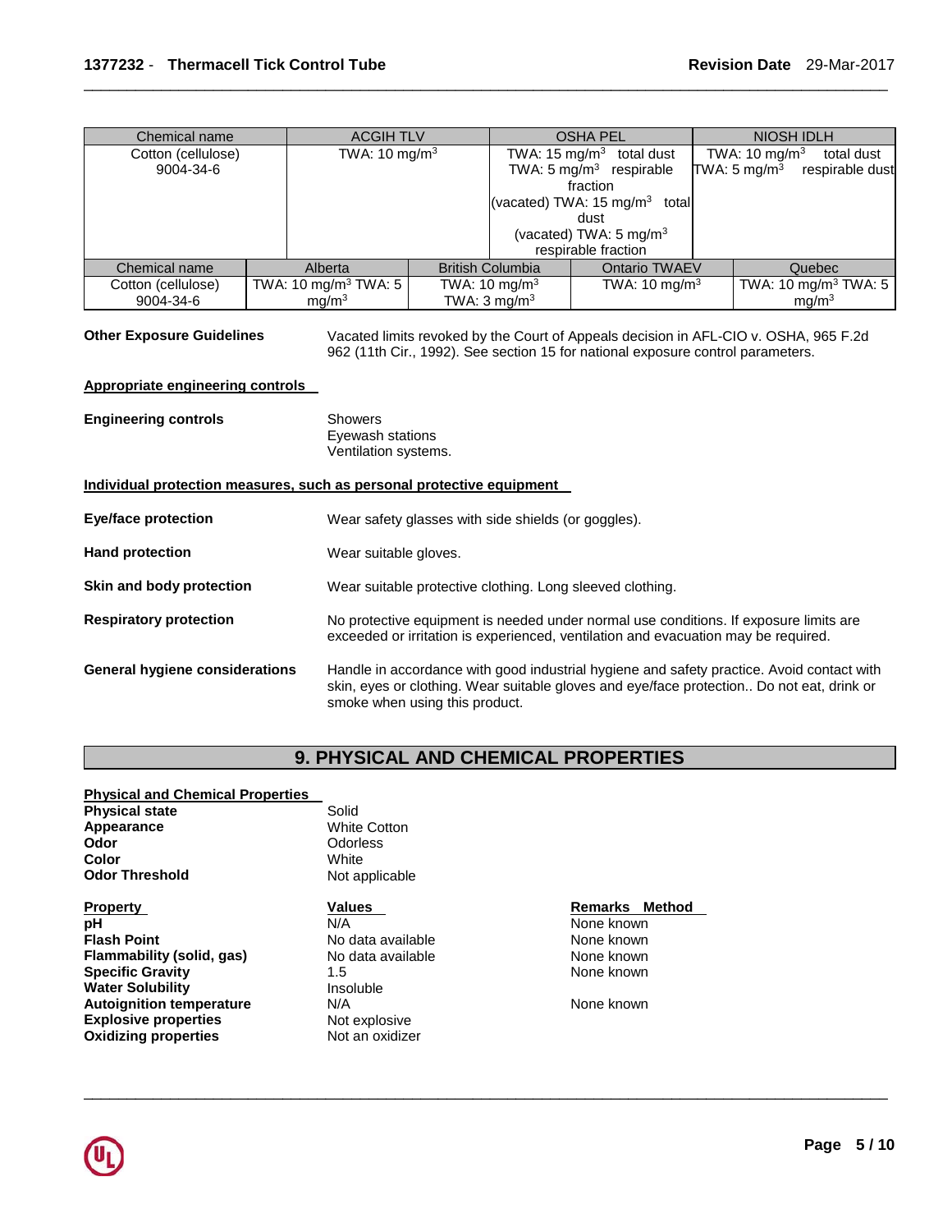| Chemical name | ACGIH TLV | OSHA PEL | NIOSH IDLH |
|---|---|---|---|
| Cotton (cellulose) 9004-34-6 | TWA: 10 mg/m$^3$ | TWA: 15 mg/m$^3$ total dust TWA: 5 mg/m$^3$ respirable fraction (vacated) TWA: 15 mg/m$^3$ total dust (vacated) TWA: 5 mg/m$^3$ respirable fraction | TWA: 10 mg/m$^3$ total dust TWA: 5 mg/m$^3$ respirable dust |

| Chemical name | Alberta | British Columbia | Ontario TWAEV | Quebec |
|---|---|---|---|---|
| Cotton (cellulose) 9004-34-6 | TWA: 10 mg/m$^3$ TWA: 5 mg/m$^3$ | TWA: 10 mg/m$^3$ TWA: 3 mg/m$^3$ | TWA: 10 mg/m$^3$ | TWA: 10 mg/m$^3$ TWA: 5 mg/m$^3$ |

**Other Exposure Guidelines** Vacated limits revoked by the Court of Appeals decision in AFL-CIO v. OSHA, 965 F.2d 962 (11th Cir., 1992). See section 15 for national exposure control parameters.

**Appropriate engineering controls**

**Engineering controls** Showers
Eyewash stations
Ventilation systems.

**Individual protection measures, such as personal protective equipment**

**Eye/face protection** Wear safety glasses with side shields (or goggles).

**Hand protection** Wear suitable gloves.

**Skin and body protection** Wear suitable protective clothing. Long sleeved clothing.

**Respiratory protection** No protective equipment is needed under normal use conditions. If exposure limits are exceeded or irritation is experienced, ventilation and evacuation may be required.

**General hygiene considerations** Handle in accordance with good industrial hygiene and safety practice. Avoid contact with skin, eyes or clothing. Wear suitable gloves and eye/face protection.. Do not eat, drink or smoke when using this product.

## 9. PHYSICAL AND CHEMICAL PROPERTIES

**Physical and Chemical Properties**

| | |
|---|---|
| **Physical state** | Solid |
| **Appearance** | White Cotton |
| **Odor** | Odorless |
| **Color** | White |
| **Odor Threshold** | Not applicable |

| Property | Values | Remarks Method |
|---|---|---|
| **pH** | N/A | None known |
| **Flash Point** | No data available | None known |
| **Flammability (solid, gas)** | No data available | None known |
| **Specific Gravity** | 1.5 | None known |
| **Water Solubility** | Insoluble | |
| **Autoignition temperature** | N/A | None known |
| **Explosive properties** | Not explosive | |
| **Oxidizing properties** | Not an oxidizer | |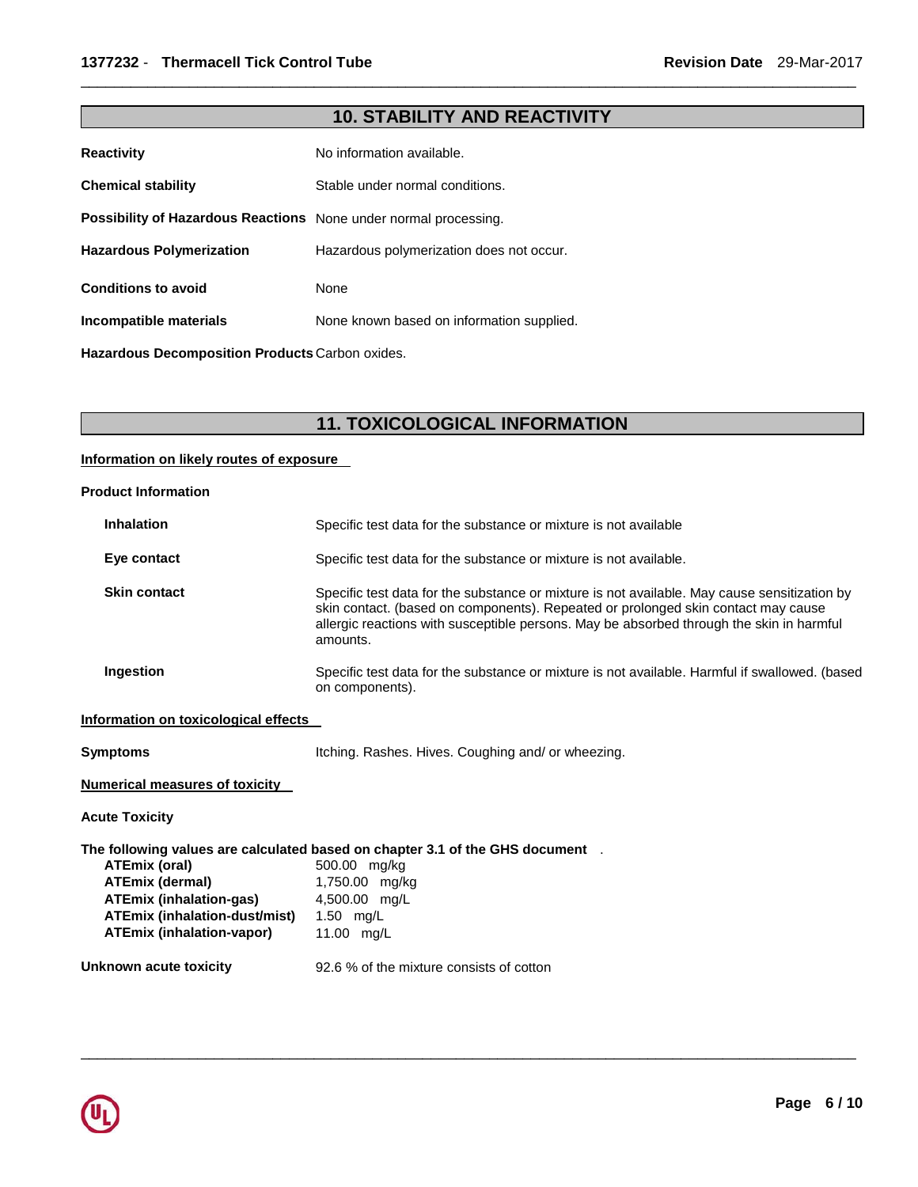## 10. STABILITY AND REACTIVITY

**Reactivity** No information available.

**Chemical stability** Stable under normal conditions.

**Possibility of Hazardous Reactions** None under normal processing.

**Hazardous Polymerization** Hazardous polymerization does not occur.

**Conditions to avoid** None

**Incompatible materials** None known based on information supplied.

**Hazardous Decomposition Products** Carbon oxides.

## 11. TOXICOLOGICAL INFORMATION

**Information on likely routes of exposure**

**Product Information**

**Inhalation** Specific test data for the substance or mixture is not available

**Eye contact** Specific test data for the substance or mixture is not available.

**Skin contact** Specific test data for the substance or mixture is not available. May cause sensitization by skin contact. (based on components). Repeated or prolonged skin contact may cause allergic reactions with susceptible persons. May be absorbed through the skin in harmful amounts.

**Ingestion** Specific test data for the substance or mixture is not available. Harmful if swallowed. (based on components).

**Information on toxicological effects**

**Symptoms** Itching. Rashes. Hives. Coughing and/ or wheezing.

**Numerical measures of toxicity**

**Acute Toxicity**

**The following values are calculated based on chapter 3.1 of the GHS document** .

| | |
|---|---|
| **ATEmix (oral)** | 500.00 mg/kg |
| **ATEmix (dermal)** | 1,750.00 mg/kg |
| **ATEmix (inhalation-gas)** | 4,500.00 mg/L |
| **ATEmix (inhalation-dust/mist)** | 1.50 mg/L |
| **ATEmix (inhalation-vapor)** | 11.00 mg/L |

**Unknown acute toxicity** 92.6 % of the mixture consists of cotton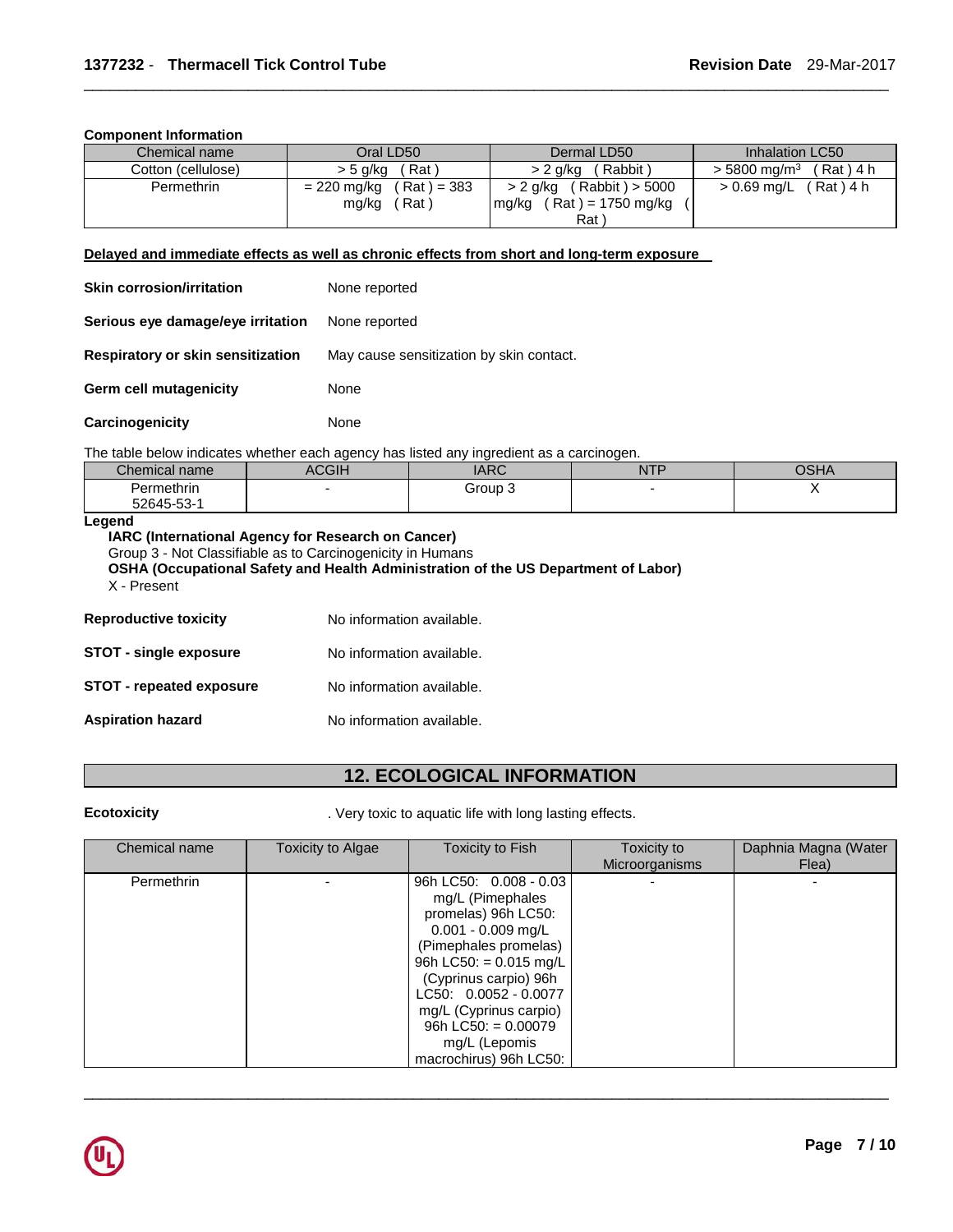**Component Information**

| Chemical name | Oral LD50 | Dermal LD50 | Inhalation LC50 |
| --- | --- | --- | --- |
| Cotton (cellulose) | > 5 g/kg ( Rat ) | > 2 g/kg ( Rabbit ) | > 5800 mg/m$^3$ ( Rat ) 4 h |
| Permethrin | = 220 mg/kg ( Rat ) = 383 mg/kg ( Rat ) | > 2 g/kg ( Rabbit ) > 5000 mg/kg ( Rat ) = 1750 mg/kg ( Rat ) | > 0.69 mg/L ( Rat ) 4 h |

**Delayed and immediate effects as well as chronic effects from short and long-term exposure**

**Skin corrosion/irritation** None reported

**Serious eye damage/eye irritation** None reported

**Respiratory or skin sensitization** May cause sensitization by skin contact.

**Germ cell mutagenicity** None

**Carcinogenicity** None

The table below indicates whether each agency has listed any ingredient as a carcinogen.

| Chemical name | ACGIH | IARC | NTP | OSHA |
| --- | --- | --- | --- | --- |
| Permethrin 52645-53-1 | - | Group 3 | - | X |

**Legend**

**IARC (International Agency for Research on Cancer)**
Group 3 - Not Classifiable as to Carcinogenicity in Humans
**OSHA (Occupational Safety and Health Administration of the US Department of Labor)**
X - Present

**Reproductive toxicity** No information available.

**STOT - single exposure** No information available.

**STOT - repeated exposure** No information available.

**Aspiration hazard** No information available.

## 12. ECOLOGICAL INFORMATION

**Ecotoxicity** . Very toxic to aquatic life with long lasting effects.

| Chemical name | Toxicity to Algae | Toxicity to Fish | Toxicity to Microorganisms | Daphnia Magna (Water Flea) |
| --- | --- | --- | --- | --- |
| Permethrin | - | 96h LC50: 0.008 - 0.03 mg/L (Pimephales promelas) 96h LC50: 0.001 - 0.009 mg/L (Pimephales promelas) 96h LC50: = 0.015 mg/L (Cyprinus carpio) 96h LC50: 0.0052 - 0.0077 mg/L (Cyprinus carpio) 96h LC50: = 0.00079 mg/L (Lepomis macrochirus) 96h LC50: | - | - |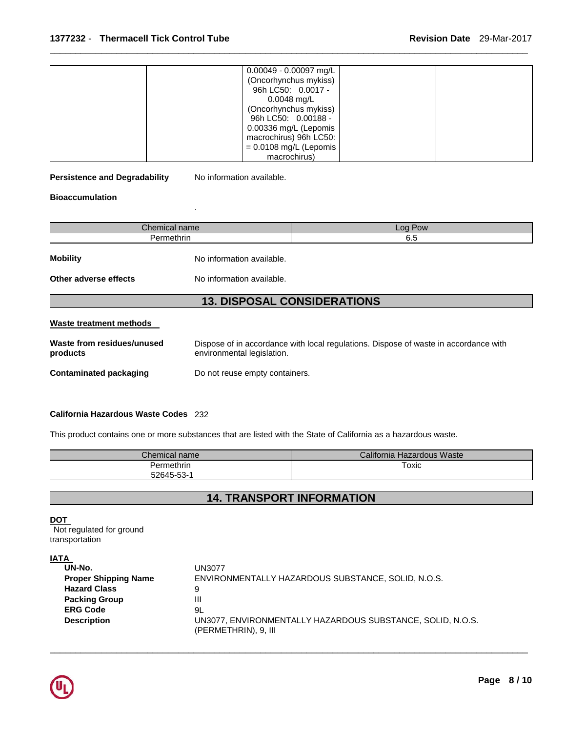| | | 0.00049 - 0.00097 mg/L (Oncorhynchus mykiss) 96h LC50: 0.0017 - 0.0048 mg/L (Oncorhynchus mykiss) 96h LC50: 0.00188 - 0.00336 mg/L (Lepomis macrochirus) 96h LC50: = 0.0108 mg/L (Lepomis macrochirus) | | |
|---|---|---|---|---|

**Persistence and Degradability** No information available.

**Bioaccumulation**

.

| Chemical name | Log Pow |
|---|---|
| Permethrin | 6.5 |

**Mobility** No information available.

**Other adverse effects** No information available.

## 13. DISPOSAL CONSIDERATIONS

**Waste treatment methods**

**Waste from residues/unused products** Dispose of in accordance with local regulations. Dispose of waste in accordance with environmental legislation.

**Contaminated packaging** Do not reuse empty containers.

**California Hazardous Waste Codes** 232

This product contains one or more substances that are listed with the State of California as a hazardous waste.

| Chemical name | California Hazardous Waste |
|---|---|
| Permethrin 52645-53-1 | Toxic |

## 14. TRANSPORT INFORMATION

**DOT**
Not regulated for ground transportation

**IATA**

| | |
|---|---|
| **UN-No.** | UN3077 |
| **Proper Shipping Name** | ENVIRONMENTALLY HAZARDOUS SUBSTANCE, SOLID, N.O.S. |
| **Hazard Class** | 9 |
| **Packing Group** | III |
| **ERG Code** | 9L |
| **Description** | UN3077, ENVIRONMENTALLY HAZARDOUS SUBSTANCE, SOLID, N.O.S. (PERMETHRIN), 9, III |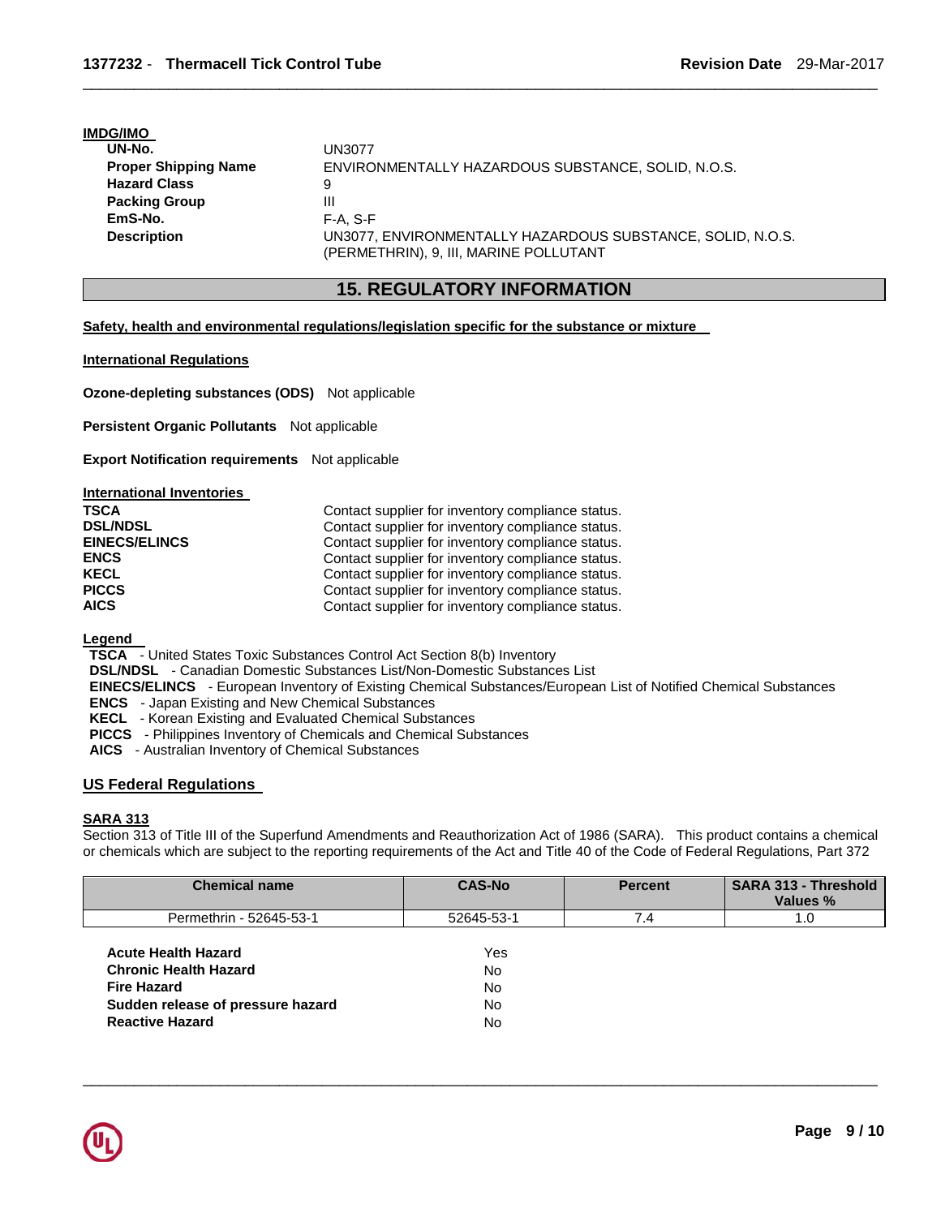**IMDG/IMO**

| | |
|---|---|
| **UN-No.** | UN3077 |
| **Proper Shipping Name** | ENVIRONMENTALLY HAZARDOUS SUBSTANCE, SOLID, N.O.S. |
| **Hazard Class** | 9 |
| **Packing Group** | III |
| **EmS-No.** | F-A, S-F |
| **Description** | UN3077, ENVIRONMENTALLY HAZARDOUS SUBSTANCE, SOLID, N.O.S. (PERMETHRIN), 9, III, MARINE POLLUTANT |

## 15. REGULATORY INFORMATION

**Safety, health and environmental regulations/legislation specific for the substance or mixture**

**International Regulations**

**Ozone-depleting substances (ODS)** Not applicable

**Persistent Organic Pollutants** Not applicable

**Export Notification requirements** Not applicable

**International Inventories**

| | |
|---|---|
| **TSCA** | Contact supplier for inventory compliance status. |
| **DSL/NDSL** | Contact supplier for inventory compliance status. |
| **EINECS/ELINCS** | Contact supplier for inventory compliance status. |
| **ENCS** | Contact supplier for inventory compliance status. |
| **KECL** | Contact supplier for inventory compliance status. |
| **PICCS** | Contact supplier for inventory compliance status. |
| **AICS** | Contact supplier for inventory compliance status. |

**Legend**

**TSCA** - United States Toxic Substances Control Act Section 8(b) Inventory
**DSL/NDSL** - Canadian Domestic Substances List/Non-Domestic Substances List
**EINECS/ELINCS** - European Inventory of Existing Chemical Substances/European List of Notified Chemical Substances
**ENCS** - Japan Existing and New Chemical Substances
**KECL** - Korean Existing and Evaluated Chemical Substances
**PICCS** - Philippines Inventory of Chemicals and Chemical Substances
**AICS** - Australian Inventory of Chemical Substances

**US Federal Regulations**

**SARA 313**

Section 313 of Title III of the Superfund Amendments and Reauthorization Act of 1986 (SARA). This product contains a chemical or chemicals which are subject to the reporting requirements of the Act and Title 40 of the Code of Federal Regulations, Part 372

| Chemical name | CAS-No | Percent | SARA 313 - Threshold Values % |
|---|---|---|---|
| Permethrin - 52645-53-1 | 52645-53-1 | 7.4 | 1.0 |

| | |
|---|---|
| **Acute Health Hazard** | Yes |
| **Chronic Health Hazard** | No |
| **Fire Hazard** | No |
| **Sudden release of pressure hazard** | No |
| **Reactive Hazard** | No |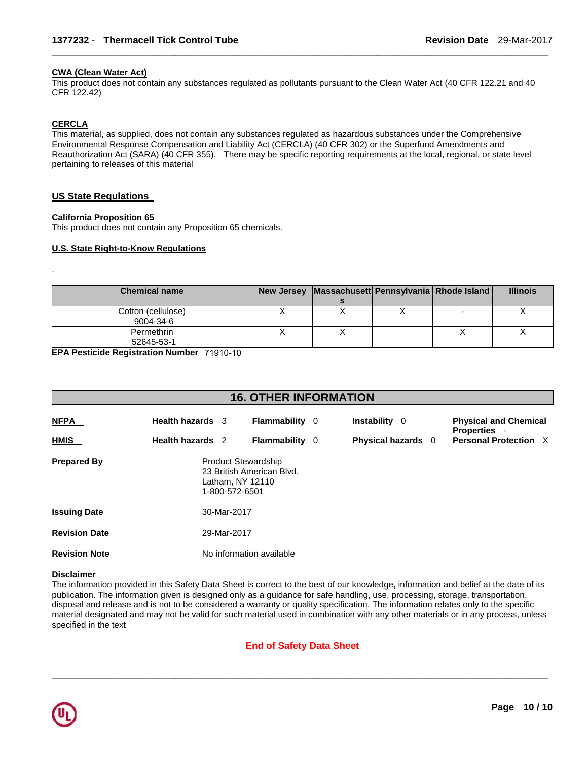#### CWA (Clean Water Act)

This product does not contain any substances regulated as pollutants pursuant to the Clean Water Act (40 CFR 122.21 and 40 CFR 122.42)

#### CERCLA

This material, as supplied, does not contain any substances regulated as hazardous substances under the Comprehensive Environmental Response Compensation and Liability Act (CERCLA) (40 CFR 302) or the Superfund Amendments and Reauthorization Act (SARA) (40 CFR 355). There may be specific reporting requirements at the local, regional, or state level pertaining to releases of this material

### US State Regulations

#### California Proposition 65

This product does not contain any Proposition 65 chemicals.

#### U.S. State Right-to-Know Regulations

.

| Chemical name | New Jersey | Massachusetts | Pennsylvania | Rhode Island | Illinois |
|---|---|---|---|---|---|
| Cotton (cellulose) 9004-34-6 | X | X | X | - | X |
| Permethrin 52645-53-1 | X | X | | X | X |

**EPA Pesticide Registration Number** 71910-10

## 16. OTHER INFORMATION

| | | | | |
|---|---|---|---|---|
| **NFPA** | **Health hazards** 3 | **Flammability** 0 | **Instability** 0 | **Physical and Chemical Properties** - |
| **HMIS** | **Health hazards** 2 | **Flammability** 0 | **Physical hazards** 0 | **Personal Protection** X |

**Prepared By**
Product Stewardship
23 British American Blvd.
Latham, NY 12110
1-800-572-6501

**Issuing Date** 30-Mar-2017

**Revision Date** 29-Mar-2017

**Revision Note** No information available

**Disclaimer**

The information provided in this Safety Data Sheet is correct to the best of our knowledge, information and belief at the date of its publication. The information given is designed only as a guidance for safe handling, use, processing, storage, transportation, disposal and release and is not to be considered a warranty or quality specification. The information relates only to the specific material designated and may not be valid for such material used in combination with any other materials or in any process, unless specified in the text

**End of Safety Data Sheet**